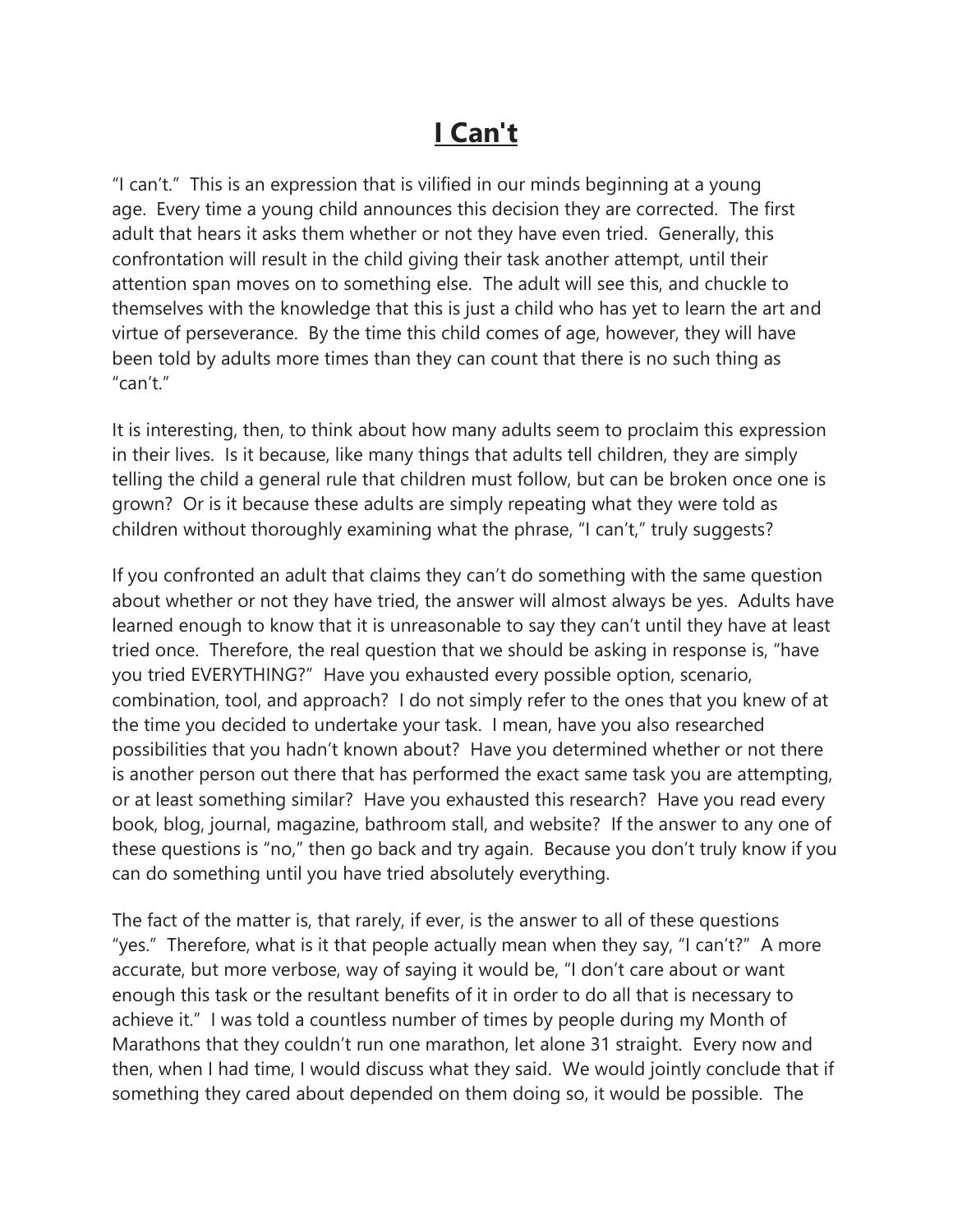# I Can't

"I can't." This is an expression that is vilified in our minds beginning at a young age. Every time a young child announces this decision they are corrected. The first adult that hears it asks them whether or not they have even tried. Generally, this confrontation will result in the child giving their task another attempt, until their attention span moves on to something else. The adult will see this, and chuckle to themselves with the knowledge that this is just a child who has yet to learn the art and virtue of perseverance. By the time this child comes of age, however, they will have been told by adults more times than they can count that there is no such thing as "can't."

It is interesting, then, to think about how many adults seem to proclaim this expression in their lives. Is it because, like many things that adults tell children, they are simply telling the child a general rule that children must follow, but can be broken once one is grown? Or is it because these adults are simply repeating what they were told as children without thoroughly examining what the phrase, "I can't," truly suggests?

If you confronted an adult that claims they can't do something with the same question about whether or not they have tried, the answer will almost always be yes. Adults have learned enough to know that it is unreasonable to say they can't until they have at least tried once. Therefore, the real question that we should be asking in response is, "have you tried EVERYTHING?" Have you exhausted every possible option, scenario, combination, tool, and approach? I do not simply refer to the ones that you knew of at the time you decided to undertake your task. I mean, have you also researched possibilities that you hadn't known about? Have you determined whether or not there is another person out there that has performed the exact same task you are attempting, or at least something similar? Have you exhausted this research? Have you read every book, blog, journal, magazine, bathroom stall, and website? If the answer to any one of these questions is "no," then go back and try again. Because you don't truly know if you can do something until you have tried absolutely everything.

The fact of the matter is, that rarely, if ever, is the answer to all of these questions "yes." Therefore, what is it that people actually mean when they say, "I can't?" A more accurate, but more verbose, way of saying it would be, "I don't care about or want enough this task or the resultant benefits of it in order to do all that is necessary to achieve it." I was told a countless number of times by people during my Month of Marathons that they couldn't run one marathon, let alone 31 straight. Every now and then, when I had time, I would discuss what they said. We would jointly conclude that if something they cared about depended on them doing so, it would be possible. The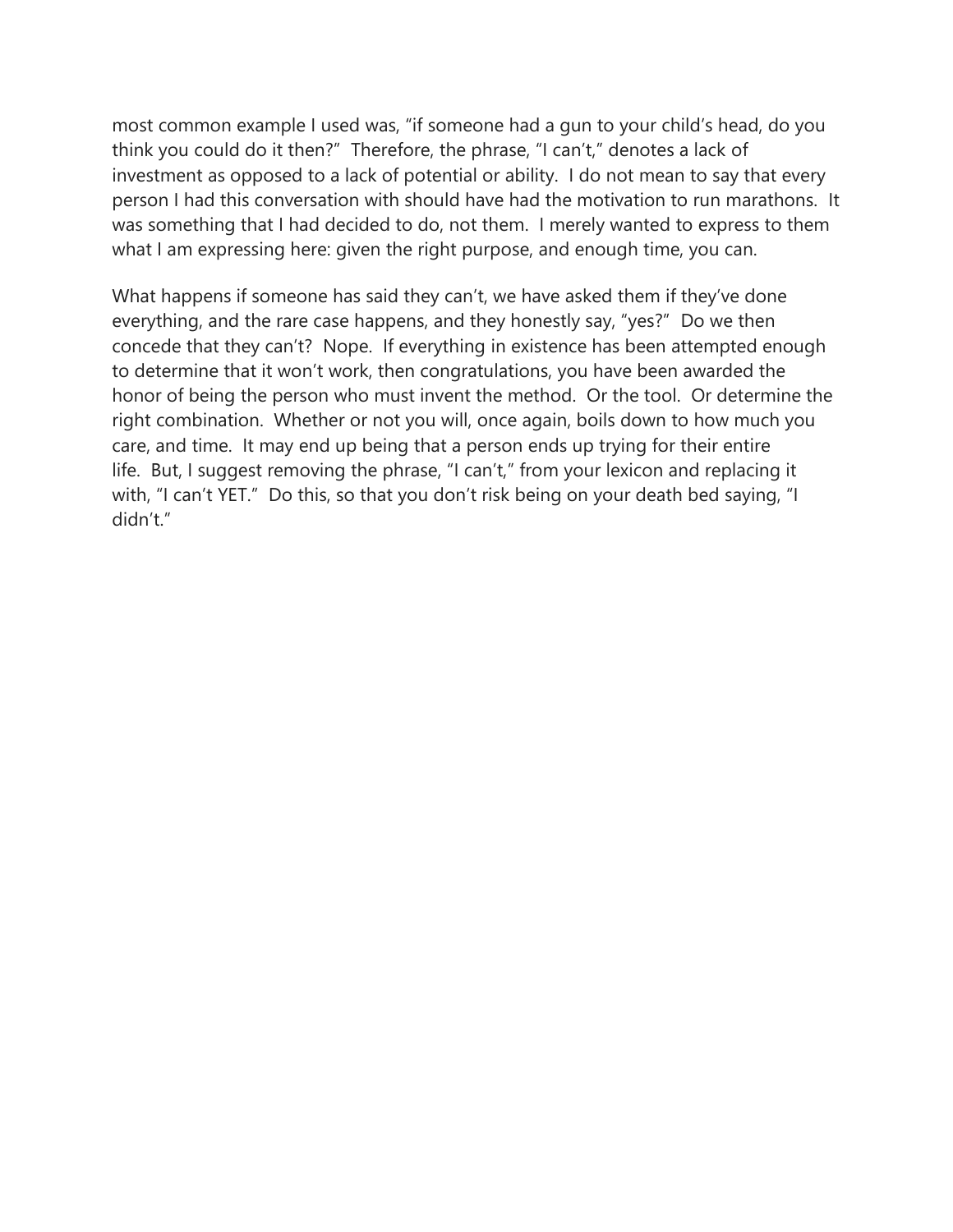most common example I used was, "if someone had a gun to your child's head, do you think you could do it then?"  Therefore, the phrase, "I can't," denotes a lack of investment as opposed to a lack of potential or ability.  I do not mean to say that every person I had this conversation with should have had the motivation to run marathons.  It was something that I had decided to do, not them.  I merely wanted to express to them what I am expressing here: given the right purpose, and enough time, you can.

What happens if someone has said they can't, we have asked them if they've done everything, and the rare case happens, and they honestly say, "yes?"  Do we then concede that they can't?  Nope.  If everything in existence has been attempted enough to determine that it won't work, then congratulations, you have been awarded the honor of being the person who must invent the method.  Or the tool.  Or determine the right combination.  Whether or not you will, once again, boils down to how much you care, and time.  It may end up being that a person ends up trying for their entire life.  But, I suggest removing the phrase, "I can't," from your lexicon and replacing it with, "I can't YET."  Do this, so that you don't risk being on your death bed saying, "I didn't."